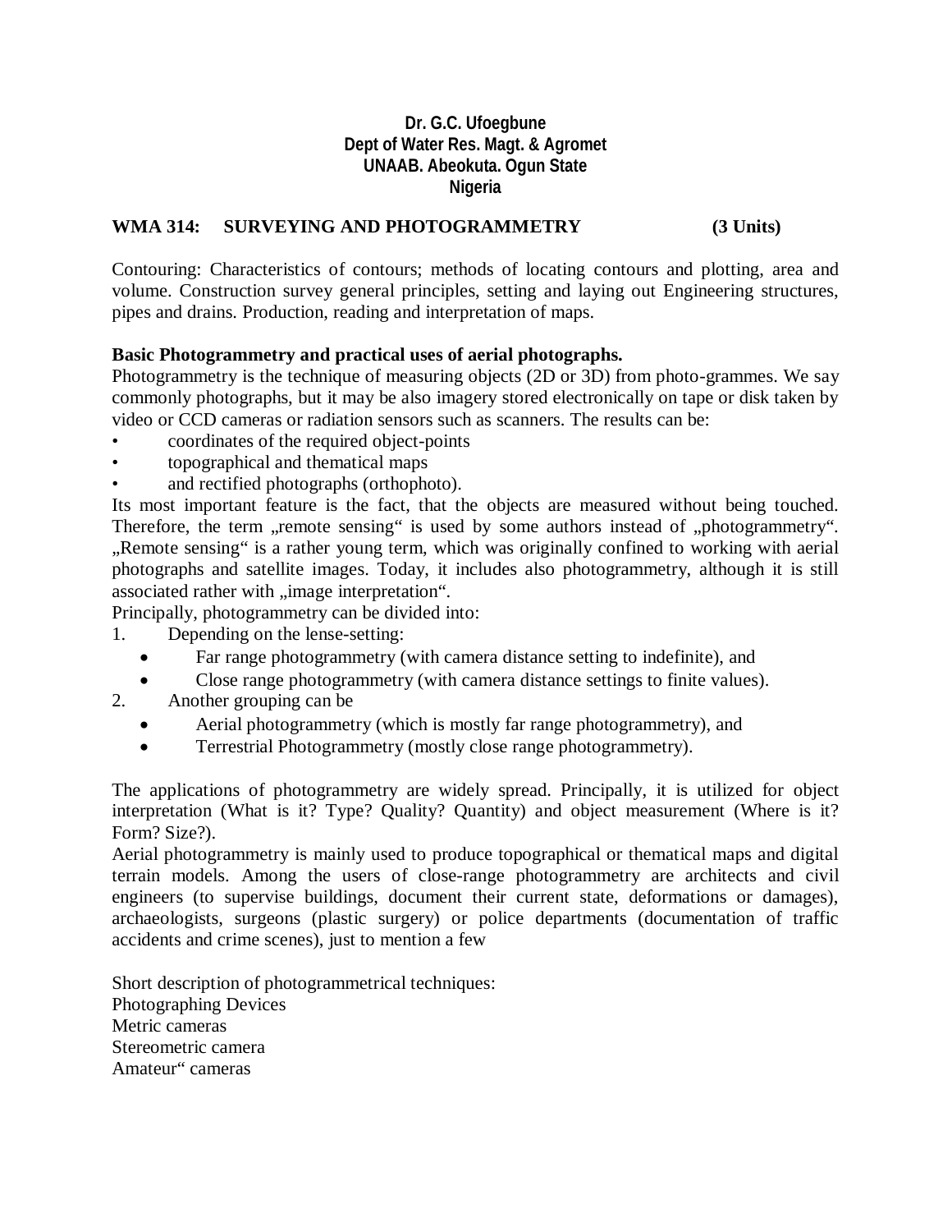**Dr. G.C. Ufoegbune**
**Dept of Water Res. Magt. & Agromet**
**UNAAB. Abeokuta. Ogun State**
**Nigeria**

## WMA 314: SURVEYING AND PHOTOGRAMMETRY (3 Units)

Contouring: Characteristics of contours; methods of locating contours and plotting, area and volume. Construction survey general principles, setting and laying out Engineering structures, pipes and drains. Production, reading and interpretation of maps.

### Basic Photogrammetry and practical uses of aerial photographs.

Photogrammetry is the technique of measuring objects (2D or 3D) from photo-grammes. We say commonly photographs, but it may be also imagery stored electronically on tape or disk taken by video or CCD cameras or radiation sensors such as scanners. The results can be:

- coordinates of the required object-points
- topographical and thematical maps
- and rectified photographs (orthophoto).

Its most important feature is the fact, that the objects are measured without being touched. Therefore, the term „remote sensing“ is used by some authors instead of „photogrammetry“. „Remote sensing“ is a rather young term, which was originally confined to working with aerial photographs and satellite images. Today, it includes also photogrammetry, although it is still associated rather with „image interpretation“.

Principally, photogrammetry can be divided into:

1. Depending on the lense-setting:
   - Far range photogrammetry (with camera distance setting to indefinite), and
   - Close range photogrammetry (with camera distance settings to finite values).
2. Another grouping can be
   - Aerial photogrammetry (which is mostly far range photogrammetry), and
   - Terrestrial Photogrammetry (mostly close range photogrammetry).

The applications of photogrammetry are widely spread. Principally, it is utilized for object interpretation (What is it? Type? Quality? Quantity) and object measurement (Where is it? Form? Size?).

Aerial photogrammetry is mainly used to produce topographical or thematical maps and digital terrain models. Among the users of close-range photogrammetry are architects and civil engineers (to supervise buildings, document their current state, deformations or damages), archaeologists, surgeons (plastic surgery) or police departments (documentation of traffic accidents and crime scenes), just to mention a few

Short description of photogrammetrical techniques:
Photographing Devices
Metric cameras
Stereometric camera
Amateur“ cameras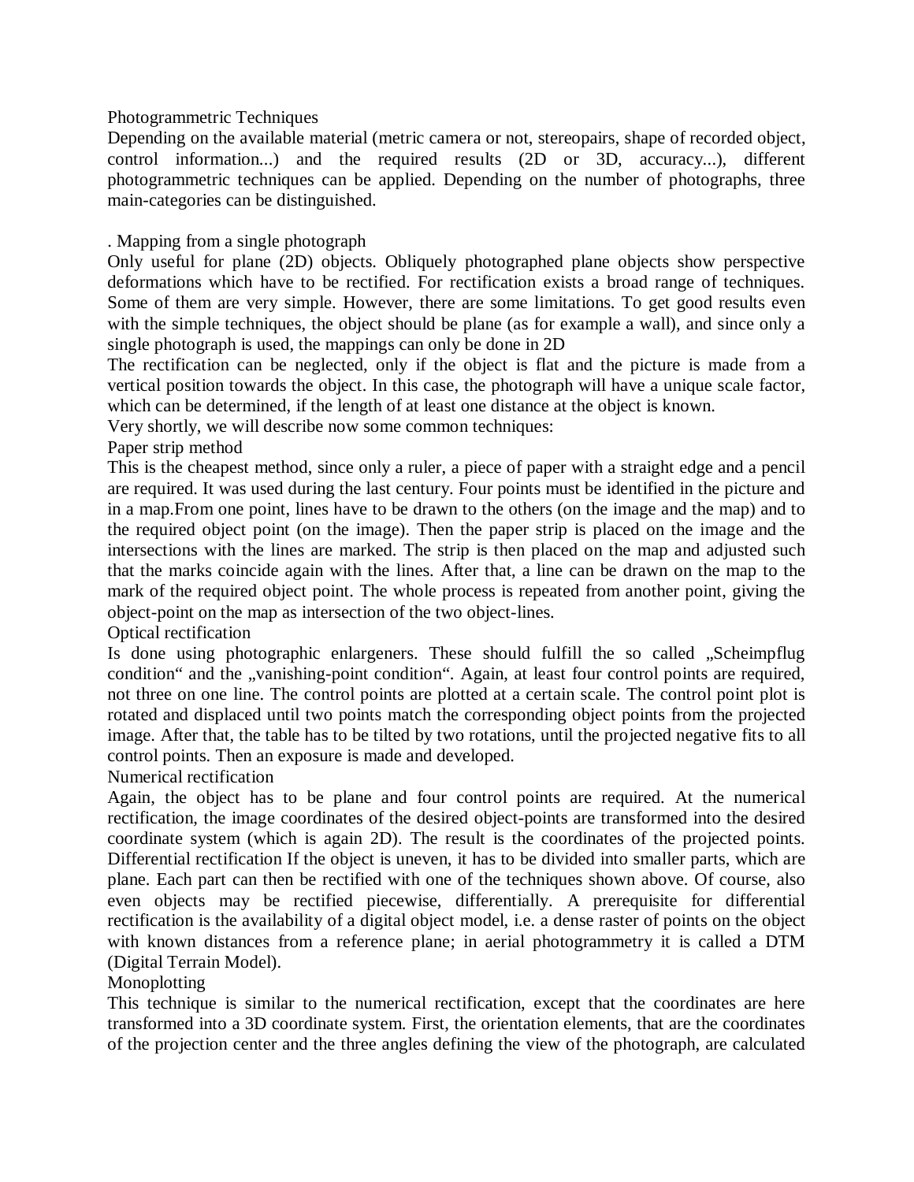## Photogrammetric Techniques

Depending on the available material (metric camera or not, stereopairs, shape of recorded object, control information...) and the required results (2D or 3D, accuracy...), different photogrammetric techniques can be applied. Depending on the number of photographs, three main-categories can be distinguished.

### . Mapping from a single photograph

Only useful for plane (2D) objects. Obliquely photographed plane objects show perspective deformations which have to be rectified. For rectification exists a broad range of techniques. Some of them are very simple. However, there are some limitations. To get good results even with the simple techniques, the object should be plane (as for example a wall), and since only a single photograph is used, the mappings can only be done in 2D

The rectification can be neglected, only if the object is flat and the picture is made from a vertical position towards the object. In this case, the photograph will have a unique scale factor, which can be determined, if the length of at least one distance at the object is known.

Very shortly, we will describe now some common techniques:

#### Paper strip method

This is the cheapest method, since only a ruler, a piece of paper with a straight edge and a pencil are required. It was used during the last century. Four points must be identified in the picture and in a map.From one point, lines have to be drawn to the others (on the image and the map) and to the required object point (on the image). Then the paper strip is placed on the image and the intersections with the lines are marked. The strip is then placed on the map and adjusted such that the marks coincide again with the lines. After that, a line can be drawn on the map to the mark of the required object point. The whole process is repeated from another point, giving the object-point on the map as intersection of the two object-lines.

#### Optical rectification

Is done using photographic enlargeners. These should fulfill the so called „Scheimpflug condition" and the „vanishing-point condition". Again, at least four control points are required, not three on one line. The control points are plotted at a certain scale. The control point plot is rotated and displaced until two points match the corresponding object points from the projected image. After that, the table has to be tilted by two rotations, until the projected negative fits to all control points. Then an exposure is made and developed.

#### Numerical rectification

Again, the object has to be plane and four control points are required. At the numerical rectification, the image coordinates of the desired object-points are transformed into the desired coordinate system (which is again 2D). The result is the coordinates of the projected points. Differential rectification If the object is uneven, it has to be divided into smaller parts, which are plane. Each part can then be rectified with one of the techniques shown above. Of course, also even objects may be rectified piecewise, differentially. A prerequisite for differential rectification is the availability of a digital object model, i.e. a dense raster of points on the object with known distances from a reference plane; in aerial photogrammetry it is called a DTM (Digital Terrain Model).

#### Monoplotting

This technique is similar to the numerical rectification, except that the coordinates are here transformed into a 3D coordinate system. First, the orientation elements, that are the coordinates of the projection center and the three angles defining the view of the photograph, are calculated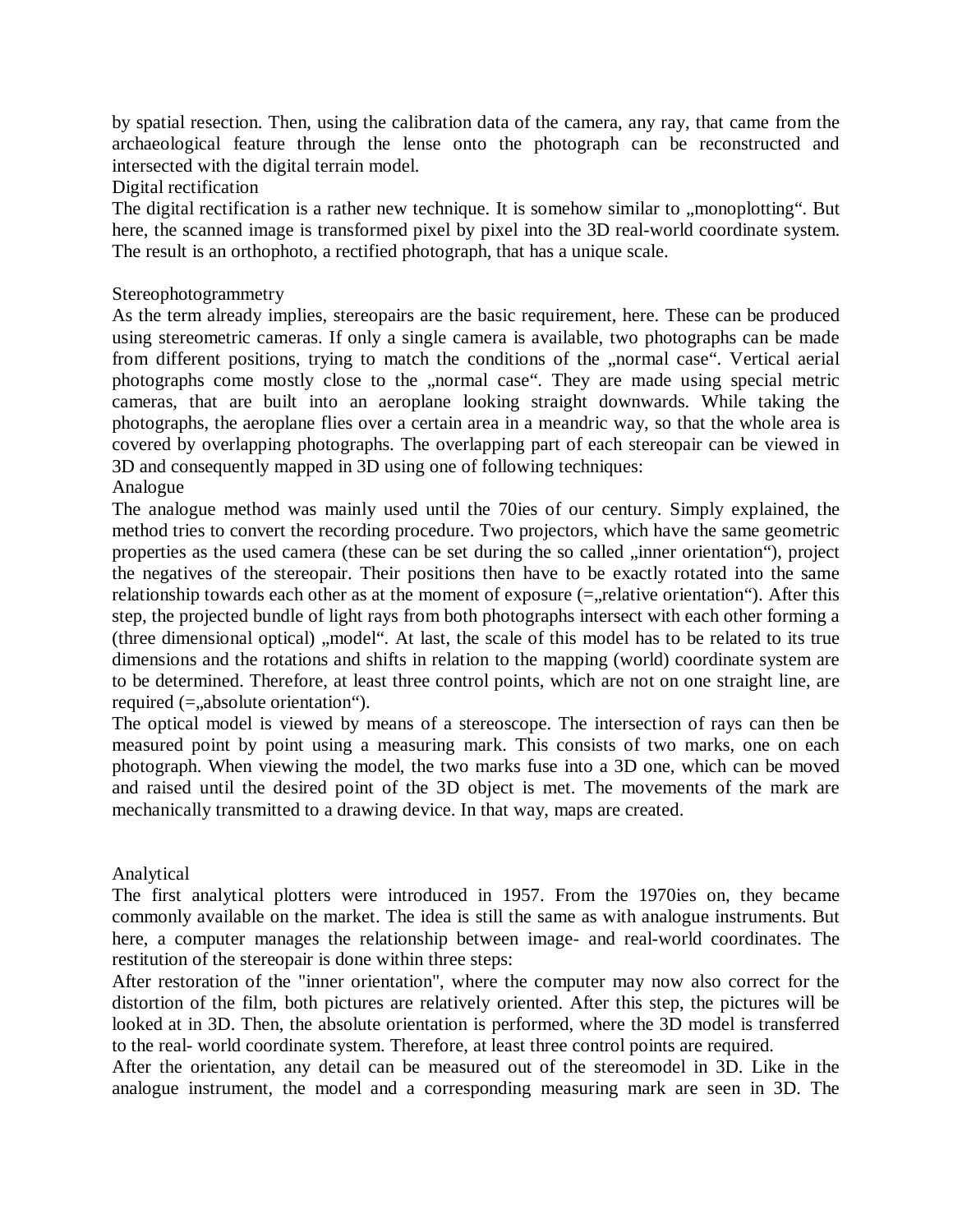by spatial resection. Then, using the calibration data of the camera, any ray, that came from the archaeological feature through the lense onto the photograph can be reconstructed and intersected with the digital terrain model.

### Digital rectification

The digital rectification is a rather new technique. It is somehow similar to „monoplotting“. But here, the scanned image is transformed pixel by pixel into the 3D real-world coordinate system. The result is an orthophoto, a rectified photograph, that has a unique scale.

## Stereophotogrammetry

As the term already implies, stereopairs are the basic requirement, here. These can be produced using stereometric cameras. If only a single camera is available, two photographs can be made from different positions, trying to match the conditions of the „normal case“. Vertical aerial photographs come mostly close to the „normal case“. They are made using special metric cameras, that are built into an aeroplane looking straight downwards. While taking the photographs, the aeroplane flies over a certain area in a meandric way, so that the whole area is covered by overlapping photographs. The overlapping part of each stereopair can be viewed in 3D and consequently mapped in 3D using one of following techniques:

### Analogue

The analogue method was mainly used until the 70ies of our century. Simply explained, the method tries to convert the recording procedure. Two projectors, which have the same geometric properties as the used camera (these can be set during the so called „inner orientation“), project the negatives of the stereopair. Their positions then have to be exactly rotated into the same relationship towards each other as at the moment of exposure (=„relative orientation“). After this step, the projected bundle of light rays from both photographs intersect with each other forming a (three dimensional optical) „model“. At last, the scale of this model has to be related to its true dimensions and the rotations and shifts in relation to the mapping (world) coordinate system are to be determined. Therefore, at least three control points, which are not on one straight line, are required (=„absolute orientation“).

The optical model is viewed by means of a stereoscope. The intersection of rays can then be measured point by point using a measuring mark. This consists of two marks, one on each photograph. When viewing the model, the two marks fuse into a 3D one, which can be moved and raised until the desired point of the 3D object is met. The movements of the mark are mechanically transmitted to a drawing device. In that way, maps are created.

### Analytical

The first analytical plotters were introduced in 1957. From the 1970ies on, they became commonly available on the market. The idea is still the same as with analogue instruments. But here, a computer manages the relationship between image- and real-world coordinates. The restitution of the stereopair is done within three steps:

After restoration of the "inner orientation", where the computer may now also correct for the distortion of the film, both pictures are relatively oriented. After this step, the pictures will be looked at in 3D. Then, the absolute orientation is performed, where the 3D model is transferred to the real- world coordinate system. Therefore, at least three control points are required.

After the orientation, any detail can be measured out of the stereomodel in 3D. Like in the analogue instrument, the model and a corresponding measuring mark are seen in 3D. The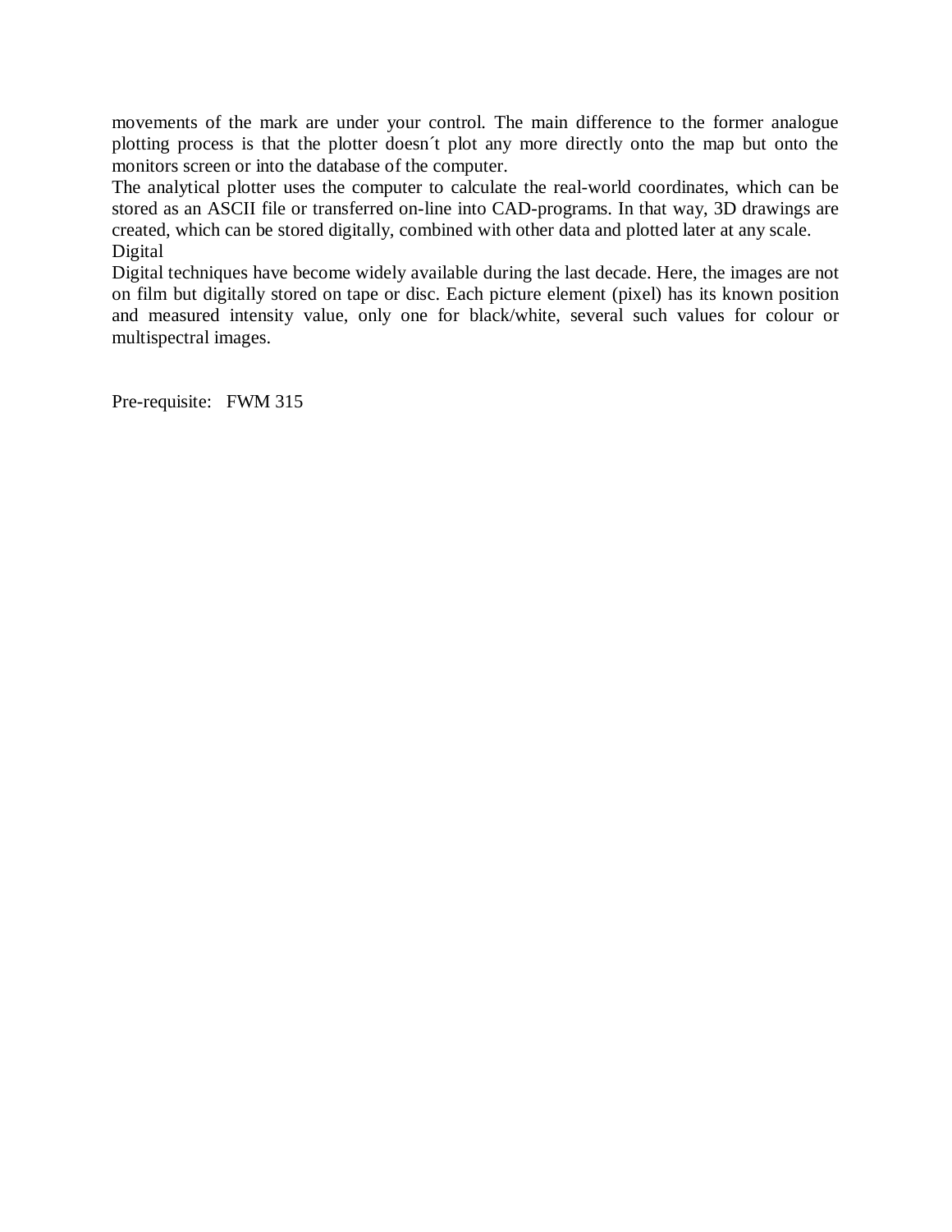movements of the mark are under your control. The main difference to the former analogue plotting process is that the plotter doesn´t plot any more directly onto the map but onto the monitors screen or into the database of the computer.
The analytical plotter uses the computer to calculate the real-world coordinates, which can be stored as an ASCII file or transferred on-line into CAD-programs. In that way, 3D drawings are created, which can be stored digitally, combined with other data and plotted later at any scale.

Digital

Digital techniques have become widely available during the last decade. Here, the images are not on film but digitally stored on tape or disc. Each picture element (pixel) has its known position and measured intensity value, only one for black/white, several such values for colour or multispectral images.

Pre-requisite: FWM 315